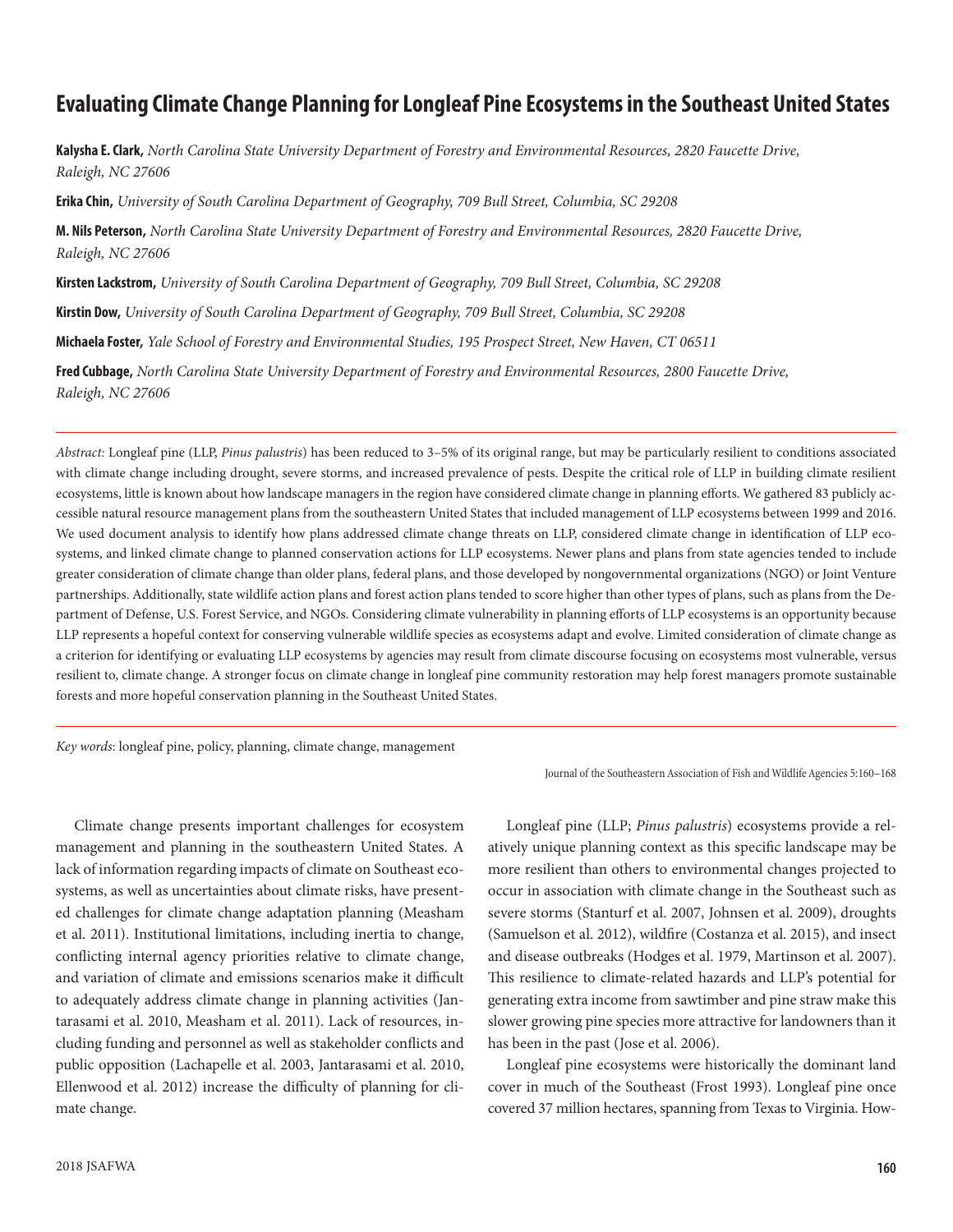# Evaluating Climate Change Planning for Longleaf Pine Ecosystems in the Southeast United States

**Kalysha E. Clark,** *North Carolina State University Department of Forestry and Environmental Resources, 2820 Faucette Drive, Raleigh, NC 27606*

**Erika Chin,** *University of South Carolina Department of Geography, 709 Bull Street, Columbia, SC 29208*

**M. Nils Peterson,** *North Carolina State University Department of Forestry and Environmental Resources, 2820 Faucette Drive, Raleigh, NC 27606*

**Kirsten Lackstrom,** *University of South Carolina Department of Geography, 709 Bull Street, Columbia, SC 29208*

**Kirstin Dow,** *University of South Carolina Department of Geography, 709 Bull Street, Columbia, SC 29208*

**Michaela Foster,** *Yale School of Forestry and Environmental Studies, 195 Prospect Street, New Haven, CT 06511*

**Fred Cubbage,** *North Carolina State University Department of Forestry and Environmental Resources, 2800 Faucette Drive, Raleigh, NC 27606*

*Abstract:* Longleaf pine (LLP, *Pinus palustris*) has been reduced to 3–5% of its original range, but may be particularly resilient to conditions associated with climate change including drought, severe storms, and increased prevalence of pests. Despite the critical role of LLP in building climate resilient ecosystems, little is known about how landscape managers in the region have considered climate change in planning efforts. We gathered 83 publicly accessible natural resource management plans from the southeastern United States that included management of LLP ecosystems between 1999 and 2016. We used document analysis to identify how plans addressed climate change threats on LLP, considered climate change in identification of LLP ecosystems, and linked climate change to planned conservation actions for LLP ecosystems. Newer plans and plans from state agencies tended to include greater consideration of climate change than older plans, federal plans, and those developed by nongovernmental organizations (NGO) or Joint Venture partnerships. Additionally, state wildlife action plans and forest action plans tended to score higher than other types of plans, such as plans from the Department of Defense, U.S. Forest Service, and NGOs. Considering climate vulnerability in planning efforts of LLP ecosystems is an opportunity because LLP represents a hopeful context for conserving vulnerable wildlife species as ecosystems adapt and evolve. Limited consideration of climate change as a criterion for identifying or evaluating LLP ecosystems by agencies may result from climate discourse focusing on ecosystems most vulnerable, versus resilient to, climate change. A stronger focus on climate change in longleaf pine community restoration may help forest managers promote sustainable forests and more hopeful conservation planning in the Southeast United States.

*Key words*: longleaf pine, policy, planning, climate change, management

Climate change presents important challenges for ecosystem management and planning in the southeastern United States. A lack of information regarding impacts of climate on Southeast ecosystems, as well as uncertainties about climate risks, have presented challenges for climate change adaptation planning (Measham et al. 2011). Institutional limitations, including inertia to change, conflicting internal agency priorities relative to climate change, and variation of climate and emissions scenarios make it difficult to adequately address climate change in planning activities (Jantarasami et al. 2010, Measham et al. 2011). Lack of resources, including funding and personnel as well as stakeholder conflicts and public opposition (Lachapelle et al. 2003, Jantarasami et al. 2010, Ellenwood et al. 2012) increase the difficulty of planning for climate change.

Longleaf pine (LLP; *Pinus palustris*) ecosystems provide a relatively unique planning context as this specific landscape may be more resilient than others to environmental changes projected to occur in association with climate change in the Southeast such as severe storms (Stanturf et al. 2007, Johnsen et al. 2009), droughts (Samuelson et al. 2012), wildfire (Costanza et al. 2015), and insect and disease outbreaks (Hodges et al. 1979, Martinson et al. 2007). This resilience to climate-related hazards and LLP's potential for generating extra income from sawtimber and pine straw make this slower growing pine species more attractive for landowners than it has been in the past (Jose et al. 2006).

Longleaf pine ecosystems were historically the dominant land cover in much of the Southeast (Frost 1993). Longleaf pine once covered 37 million hectares, spanning from Texas to Virginia. How-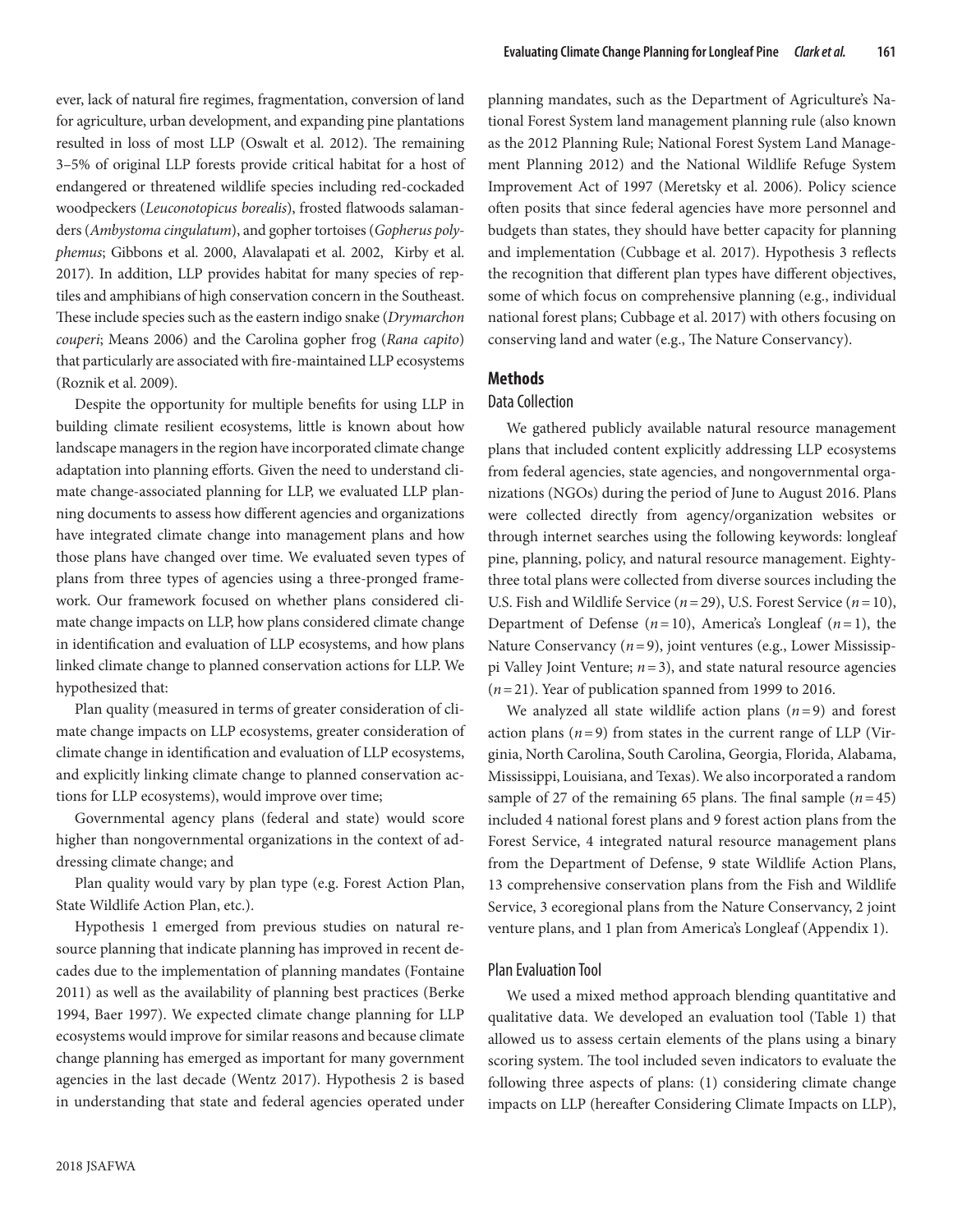ever, lack of natural fire regimes, fragmentation, conversion of land for agriculture, urban development, and expanding pine plantations resulted in loss of most LLP (Oswalt et al. 2012). The remaining 3–5% of original LLP forests provide critical habitat for a host of endangered or threatened wildlife species including red-cockaded woodpeckers (*Leuconotopicus borealis*), frosted flatwoods salamanders (*Ambystoma cingulatum*), and gopher tortoises (*Gopherus polyphemus*; Gibbons et al. 2000, Alavalapati et al. 2002, Kirby et al. 2017). In addition, LLP provides habitat for many species of reptiles and amphibians of high conservation concern in the Southeast. These include species such as the eastern indigo snake (*Drymarchon couperi*; Means 2006) and the Carolina gopher frog (*Rana capito*) that particularly are associated with fire-maintained LLP ecosystems (Roznik et al. 2009).

Despite the opportunity for multiple benefits for using LLP in building climate resilient ecosystems, little is known about how landscape managers in the region have incorporated climate change adaptation into planning efforts. Given the need to understand climate change-associated planning for LLP, we evaluated LLP planning documents to assess how different agencies and organizations have integrated climate change into management plans and how those plans have changed over time. We evaluated seven types of plans from three types of agencies using a three-pronged framework. Our framework focused on whether plans considered climate change impacts on LLP, how plans considered climate change in identification and evaluation of LLP ecosystems, and how plans linked climate change to planned conservation actions for LLP. We hypothesized that:

Plan quality (measured in terms of greater consideration of climate change impacts on LLP ecosystems, greater consideration of climate change in identification and evaluation of LLP ecosystems, and explicitly linking climate change to planned conservation actions for LLP ecosystems), would improve over time;

Governmental agency plans (federal and state) would score higher than nongovernmental organizations in the context of addressing climate change; and

Plan quality would vary by plan type (e.g. Forest Action Plan, State Wildlife Action Plan, etc.).

Hypothesis 1 emerged from previous studies on natural resource planning that indicate planning has improved in recent decades due to the implementation of planning mandates (Fontaine 2011) as well as the availability of planning best practices (Berke 1994, Baer 1997). We expected climate change planning for LLP ecosystems would improve for similar reasons and because climate change planning has emerged as important for many government agencies in the last decade (Wentz 2017). Hypothesis 2 is based in understanding that state and federal agencies operated under planning mandates, such as the Department of Agriculture's National Forest System land management planning rule (also known as the 2012 Planning Rule; National Forest System Land Management Planning 2012) and the National Wildlife Refuge System Improvement Act of 1997 (Meretsky et al. 2006). Policy science often posits that since federal agencies have more personnel and budgets than states, they should have better capacity for planning and implementation (Cubbage et al. 2017). Hypothesis 3 reflects the recognition that different plan types have different objectives, some of which focus on comprehensive planning (e.g., individual national forest plans; Cubbage et al. 2017) with others focusing on conserving land and water (e.g., The Nature Conservancy).

## Methods

### Data Collection

We gathered publicly available natural resource management plans that included content explicitly addressing LLP ecosystems from federal agencies, state agencies, and nongovernmental organizations (NGOs) during the period of June to August 2016. Plans were collected directly from agency/organization websites or through internet searches using the following keywords: longleaf pine, planning, policy, and natural resource management. Eighty-three total plans were collected from diverse sources including the U.S. Fish and Wildlife Service ($n=29$), U.S. Forest Service ($n=10$), Department of Defense ($n=10$), America's Longleaf ($n=1$), the Nature Conservancy ($n=9$), joint ventures (e.g., Lower Mississippi Valley Joint Venture; $n=3$), and state natural resource agencies ($n=21$). Year of publication spanned from 1999 to 2016.

We analyzed all state wildlife action plans ($n=9$) and forest action plans ($n=9$) from states in the current range of LLP (Virginia, North Carolina, South Carolina, Georgia, Florida, Alabama, Mississippi, Louisiana, and Texas). We also incorporated a random sample of 27 of the remaining 65 plans. The final sample ($n=45$) included 4 national forest plans and 9 forest action plans from the Forest Service, 4 integrated natural resource management plans from the Department of Defense, 9 state Wildlife Action Plans, 13 comprehensive conservation plans from the Fish and Wildlife Service, 3 ecoregional plans from the Nature Conservancy, 2 joint venture plans, and 1 plan from America's Longleaf (Appendix 1).

### Plan Evaluation Tool

We used a mixed method approach blending quantitative and qualitative data. We developed an evaluation tool (Table 1) that allowed us to assess certain elements of the plans using a binary scoring system. The tool included seven indicators to evaluate the following three aspects of plans: (1) considering climate change impacts on LLP (hereafter Considering Climate Impacts on LLP),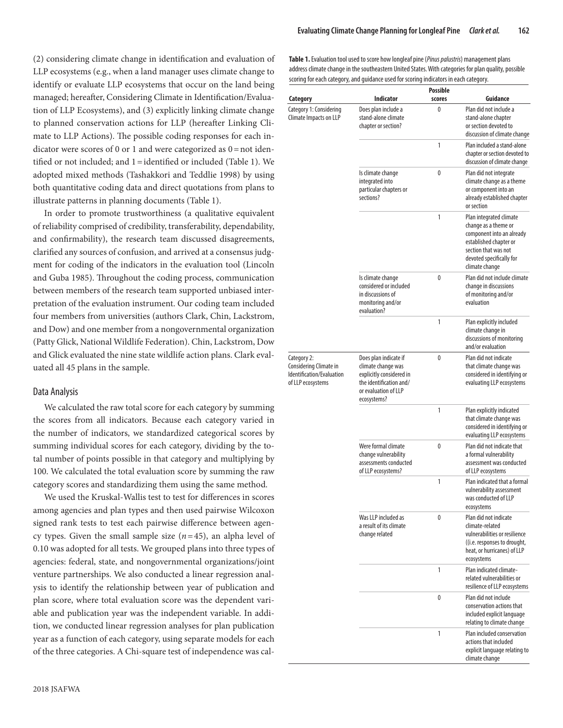(2) considering climate change in identification and evaluation of LLP ecosystems (e.g., when a land manager uses climate change to identify or evaluate LLP ecosystems that occur on the land being managed; hereafter, Considering Climate in Identification/Evaluation of LLP Ecosystems), and (3) explicitly linking climate change to planned conservation actions for LLP (hereafter Linking Climate to LLP Actions). The possible coding responses for each indicator were scores of 0 or 1 and were categorized as 0 = not identified or not included; and 1 = identified or included (Table 1). We adopted mixed methods (Tashakkori and Teddlie 1998) by using both quantitative coding data and direct quotations from plans to illustrate patterns in planning documents (Table 1).

In order to promote trustworthiness (a qualitative equivalent of reliability comprised of credibility, transferability, dependability, and confirmability), the research team discussed disagreements, clarified any sources of confusion, and arrived at a consensus judgment for coding of the indicators in the evaluation tool (Lincoln and Guba 1985). Throughout the coding process, communication between members of the research team supported unbiased interpretation of the evaluation instrument. Our coding team included four members from universities (authors Clark, Chin, Lackstrom, and Dow) and one member from a nongovernmental organization (Patty Glick, National Wildlife Federation). Chin, Lackstrom, Dow and Glick evaluated the nine state wildlife action plans. Clark evaluated all 45 plans in the sample.

## Data Analysis

We calculated the raw total score for each category by summing the scores from all indicators. Because each category varied in the number of indicators, we standardized categorical scores by summing individual scores for each category, dividing by the total number of points possible in that category and multiplying by 100. We calculated the total evaluation score by summing the raw category scores and standardizing them using the same method.

We used the Kruskal-Wallis test to test for differences in scores among agencies and plan types and then used pairwise Wilcoxon signed rank tests to test each pairwise difference between agency types. Given the small sample size ($n = 45$), an alpha level of 0.10 was adopted for all tests. We grouped plans into three types of agencies: federal, state, and nongovernmental organizations/joint venture partnerships. We also conducted a linear regression analysis to identify the relationship between year of publication and plan score, where total evaluation score was the dependent variable and publication year was the independent variable. In addition, we conducted linear regression analyses for plan publication year as a function of each category, using separate models for each of the three categories. A Chi-square test of independence was cal-

**Table 1.** Evaluation tool used to score how longleaf pine (*Pinus palustris*) management plans address climate change in the southeastern United States. With categories for plan quality, possible scoring for each category, and guidance used for scoring indicators in each category.

| Category | Indicator | Possible scores | Guidance |
|---|---|---|---|
| Category 1: Considering Climate Impacts on LLP | Does plan include a stand-alone climate chapter or section? | 0 | Plan did not include a stand-alone chapter or section devoted to discussion of climate change |
| | | 1 | Plan included a stand-alone chapter or section devoted to discussion of climate change |
| | Is climate change integrated into particular chapters or sections? | 0 | Plan did not integrate climate change as a theme or component into an already established chapter or section |
| | | 1 | Plan integrated climate change as a theme or component into an already established chapter or section that was not devoted specifically for climate change |
| | Is climate change considered or included in discussions of monitoring and/or evaluation? | 0 | Plan did not include climate change in discussions of monitoring and/or evaluation |
| | | 1 | Plan explicitly included climate change in discussions of monitoring and/or evaluation |
| Category 2: Considering Climate in Identification/Evaluation of LLP ecosystems | Does plan indicate if climate change was explicitly considered in the identification and/or evaluation of LLP ecosystems? | 0 | Plan did not indicate that climate change was considered in identifying or evaluating LLP ecosystems |
| | | 1 | Plan explicitly indicated that climate change was considered in identifying or evaluating LLP ecosystems |
| | Were formal climate change vulnerability assessments conducted of LLP ecosystems? | 0 | Plan did not indicate that a formal vulnerability assessment was conducted of LLP ecosystems |
| | | 1 | Plan indicated that a formal vulnerability assessment was conducted of LLP ecosystems |
| | Was LLP included as a result of its climate change related | 0 | Plan did not indicate climate-related vulnerabilities or resilience ((i.e. responses to drought, heat, or hurricanes) of LLP ecosystems |
| | | 1 | Plan indicated climate-related vulnerabilities or resilience of LLP ecosystems |
| | | 0 | Plan did not include conservation actions that included explicit language relating to climate change |
| | | 1 | Plan included conservation actions that included explicit language relating to climate change |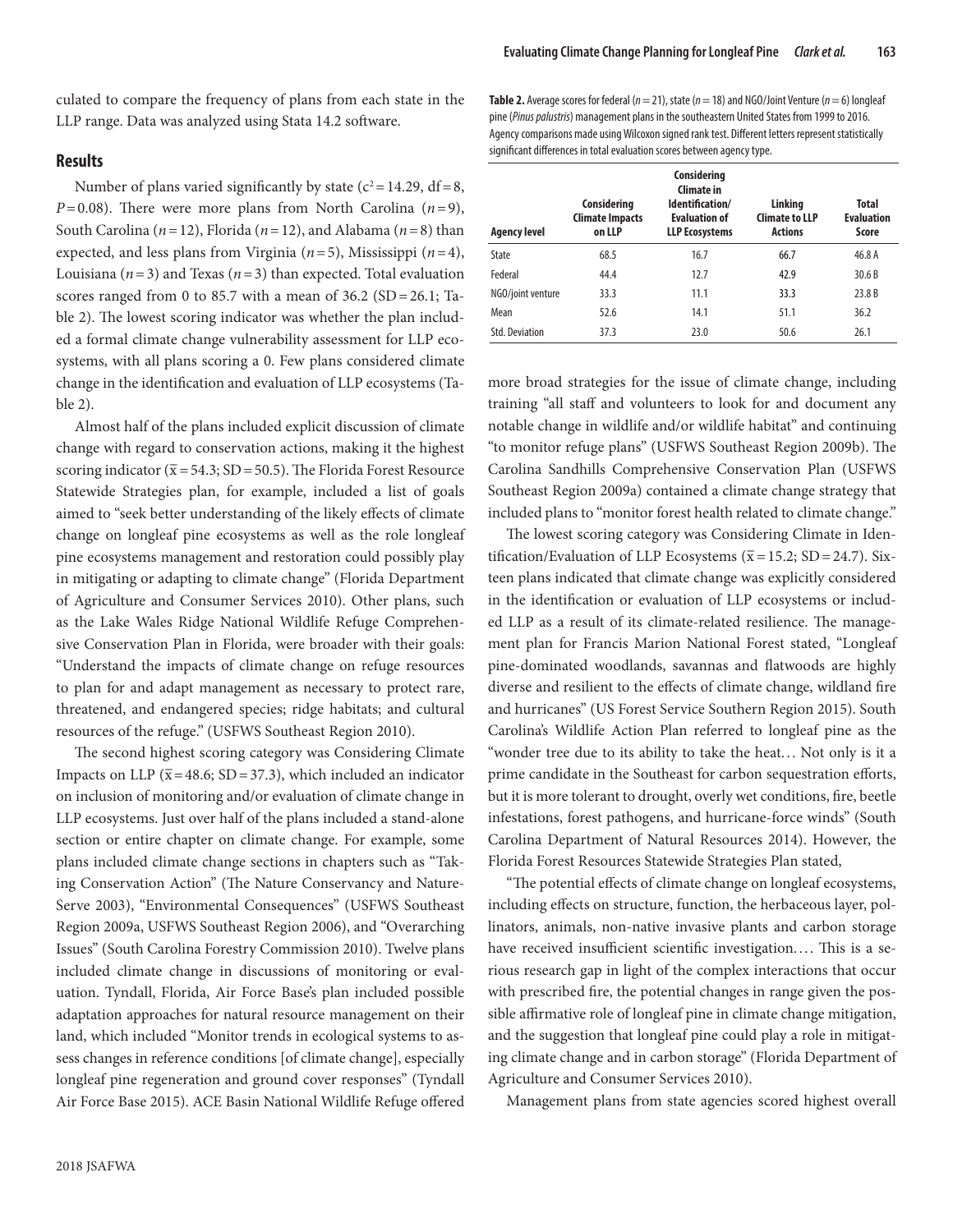culated to compare the frequency of plans from each state in the LLP range. Data was analyzed using Stata 14.2 software.

## Results

Number of plans varied significantly by state ($c^2 = 14.29$, df = 8, $P = 0.08$). There were more plans from North Carolina ($n = 9$), South Carolina ($n = 12$), Florida ($n = 12$), and Alabama ($n = 8$) than expected, and less plans from Virginia ($n = 5$), Mississippi ($n = 4$), Louisiana ($n = 3$) and Texas ($n = 3$) than expected. Total evaluation scores ranged from 0 to 85.7 with a mean of 36.2 (SD = 26.1; Table 2). The lowest scoring indicator was whether the plan included a formal climate change vulnerability assessment for LLP ecosystems, with all plans scoring a 0. Few plans considered climate change in the identification and evaluation of LLP ecosystems (Table 2).

Almost half of the plans included explicit discussion of climate change with regard to conservation actions, making it the highest scoring indicator ($\bar{x} = 54.3$; SD = 50.5). The Florida Forest Resource Statewide Strategies plan, for example, included a list of goals aimed to "seek better understanding of the likely effects of climate change on longleaf pine ecosystems as well as the role longleaf pine ecosystems management and restoration could possibly play in mitigating or adapting to climate change" (Florida Department of Agriculture and Consumer Services 2010). Other plans, such as the Lake Wales Ridge National Wildlife Refuge Comprehensive Conservation Plan in Florida, were broader with their goals: "Understand the impacts of climate change on refuge resources to plan for and adapt management as necessary to protect rare, threatened, and endangered species; ridge habitats; and cultural resources of the refuge." (USFWS Southeast Region 2010).

The second highest scoring category was Considering Climate Impacts on LLP ($\bar{x} = 48.6$; SD = 37.3), which included an indicator on inclusion of monitoring and/or evaluation of climate change in LLP ecosystems. Just over half of the plans included a stand-alone section or entire chapter on climate change. For example, some plans included climate change sections in chapters such as "Taking Conservation Action" (The Nature Conservancy and NatureServe 2003), "Environmental Consequences" (USFWS Southeast Region 2009a, USFWS Southeast Region 2006), and "Overarching Issues" (South Carolina Forestry Commission 2010). Twelve plans included climate change in discussions of monitoring or evaluation. Tyndall, Florida, Air Force Base's plan included possible adaptation approaches for natural resource management on their land, which included "Monitor trends in ecological systems to assess changes in reference conditions [of climate change], especially longleaf pine regeneration and ground cover responses" (Tyndall Air Force Base 2015). ACE Basin National Wildlife Refuge offered more broad strategies for the issue of climate change, including training "all staff and volunteers to look for and document any notable change in wildlife and/or wildlife habitat" and continuing "to monitor refuge plans" (USFWS Southeast Region 2009b). The Carolina Sandhills Comprehensive Conservation Plan (USFWS Southeast Region 2009a) contained a climate change strategy that included plans to "monitor forest health related to climate change."

**Table 2.** Average scores for federal ($n = 21$), state ($n = 18$) and NGO/Joint Venture ($n = 6$) longleaf pine (*Pinus palustris*) management plans in the southeastern United States from 1999 to 2016. Agency comparisons made using Wilcoxon signed rank test. Different letters represent statistically significant differences in total evaluation scores between agency type.

| Agency level | Considering Climate Impacts on LLP | Considering Climate in Identification/ Evaluation of LLP Ecosystems | Linking Climate to LLP Actions | Total Evaluation Score |
|---|---|---|---|---|
| State | 68.5 | 16.7 | 66.7 | 46.8 A |
| Federal | 44.4 | 12.7 | 42.9 | 30.6 B |
| NGO/joint venture | 33.3 | 11.1 | 33.3 | 23.8 B |
| Mean | 52.6 | 14.1 | 51.1 | 36.2 |
| Std. Deviation | 37.3 | 23.0 | 50.6 | 26.1 |

The lowest scoring category was Considering Climate in Identification/Evaluation of LLP Ecosystems ($\bar{x} = 15.2$; SD = 24.7). Sixteen plans indicated that climate change was explicitly considered in the identification or evaluation of LLP ecosystems or included LLP as a result of its climate-related resilience. The management plan for Francis Marion National Forest stated, "Longleaf pine-dominated woodlands, savannas and flatwoods are highly diverse and resilient to the effects of climate change, wildland fire and hurricanes" (US Forest Service Southern Region 2015). South Carolina's Wildlife Action Plan referred to longleaf pine as the "wonder tree due to its ability to take the heat… Not only is it a prime candidate in the Southeast for carbon sequestration efforts, but it is more tolerant to drought, overly wet conditions, fire, beetle infestations, forest pathogens, and hurricane-force winds" (South Carolina Department of Natural Resources 2014). However, the Florida Forest Resources Statewide Strategies Plan stated,

"The potential effects of climate change on longleaf ecosystems, including effects on structure, function, the herbaceous layer, pollinators, animals, non-native invasive plants and carbon storage have received insufficient scientific investigation.… This is a serious research gap in light of the complex interactions that occur with prescribed fire, the potential changes in range given the possible affirmative role of longleaf pine in climate change mitigation, and the suggestion that longleaf pine could play a role in mitigating climate change and in carbon storage" (Florida Department of Agriculture and Consumer Services 2010).

Management plans from state agencies scored highest overall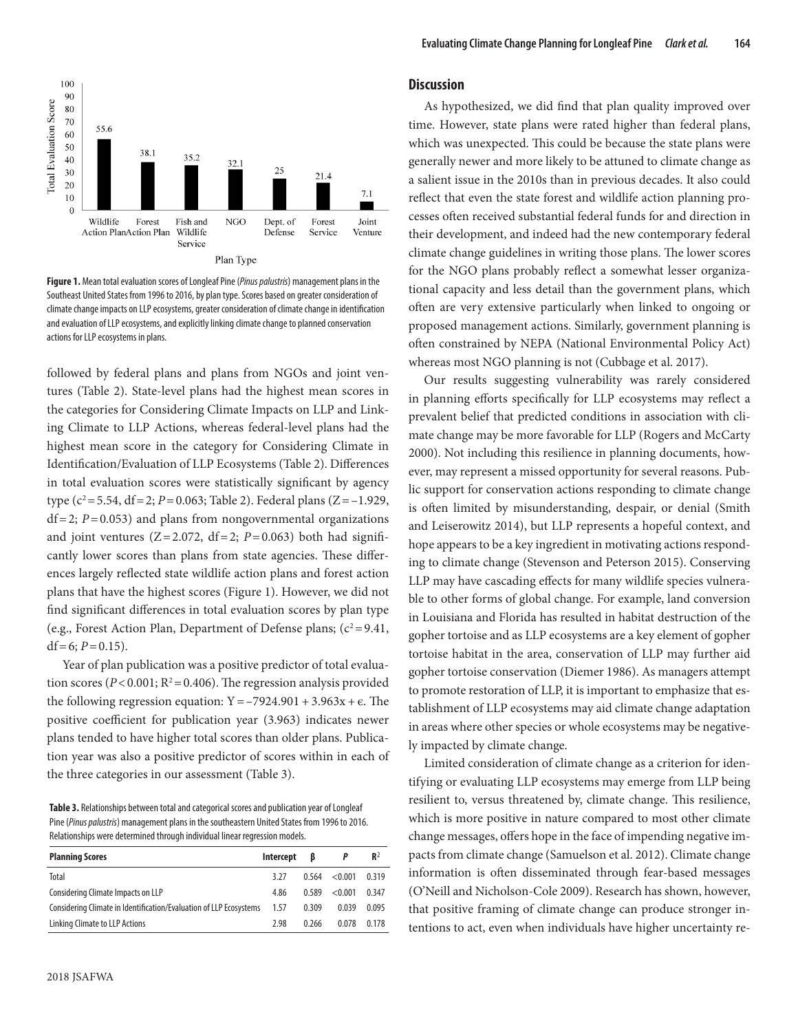Figure 1. Mean total evaluation scores of Longleaf Pine (*Pinus palustris*) management plans in the Southeast United States from 1996 to 2016, by plan type. Scores based on greater consideration of climate change impacts on LLP ecosystems, greater consideration of climate change in identification and evaluation of LLP ecosystems, and explicitly linking climate change to planned conservation actions for LLP ecosystems in plans.

followed by federal plans and plans from NGOs and joint ventures (Table 2). State-level plans had the highest mean scores in the categories for Considering Climate Impacts on LLP and Linking Climate to LLP Actions, whereas federal-level plans had the highest mean score in the category for Considering Climate in Identification/Evaluation of LLP Ecosystems (Table 2). Differences in total evaluation scores were statistically significant by agency type ($c^2 = 5.54$, df = 2; $P = 0.063$; Table 2). Federal plans ($Z = -1.929$, df = 2; $P = 0.053$) and plans from nongovernmental organizations and joint ventures ($Z = 2.072$, df = 2; $P = 0.063$) both had significantly lower scores than plans from state agencies. These differences largely reflected state wildlife action plans and forest action plans that have the highest scores (Figure 1). However, we did not find significant differences in total evaluation scores by plan type (e.g., Forest Action Plan, Department of Defense plans; ($c^2 = 9.41$, df = 6; $P = 0.15$).

Year of plan publication was a positive predictor of total evaluation scores ($P < 0.001$; $R^2 = 0.406$). The regression analysis provided the following regression equation: $Y = -7924.901 + 3.963x + \epsilon$. The positive coefficient for publication year (3.963) indicates newer plans tended to have higher total scores than older plans. Publication year was also a positive predictor of scores within in each of the three categories in our assessment (Table 3).

**Table 3.** Relationships between total and categorical scores and publication year of Longleaf Pine (*Pinus palustris*) management plans in the southeastern United States from 1996 to 2016. Relationships were determined through individual linear regression models.

| Planning Scores | Intercept | β | P | $R^2$ |
|---|---|---|---|---|
| Total | 3.27 | 0.564 | <0.001 | 0.319 |
| Considering Climate Impacts on LLP | 4.86 | 0.589 | <0.001 | 0.347 |
| Considering Climate in Identification/Evaluation of LLP Ecosystems | 1.57 | 0.309 | 0.039 | 0.095 |
| Linking Climate to LLP Actions | 2.98 | 0.266 | 0.078 | 0.178 |

## Discussion

As hypothesized, we did find that plan quality improved over time. However, state plans were rated higher than federal plans, which was unexpected. This could be because the state plans were generally newer and more likely to be attuned to climate change as a salient issue in the 2010s than in previous decades. It also could reflect that even the state forest and wildlife action planning processes often received substantial federal funds for and direction in their development, and indeed had the new contemporary federal climate change guidelines in writing those plans. The lower scores for the NGO plans probably reflect a somewhat lesser organizational capacity and less detail than the government plans, which often are very extensive particularly when linked to ongoing or proposed management actions. Similarly, government planning is often constrained by NEPA (National Environmental Policy Act) whereas most NGO planning is not (Cubbage et al. 2017).

Our results suggesting vulnerability was rarely considered in planning efforts specifically for LLP ecosystems may reflect a prevalent belief that predicted conditions in association with climate change may be more favorable for LLP (Rogers and McCarty 2000). Not including this resilience in planning documents, however, may represent a missed opportunity for several reasons. Public support for conservation actions responding to climate change is often limited by misunderstanding, despair, or denial (Smith and Leiserowitz 2014), but LLP represents a hopeful context, and hope appears to be a key ingredient in motivating actions responding to climate change (Stevenson and Peterson 2015). Conserving LLP may have cascading effects for many wildlife species vulnerable to other forms of global change. For example, land conversion in Louisiana and Florida has resulted in habitat destruction of the gopher tortoise and as LLP ecosystems are a key element of gopher tortoise habitat in the area, conservation of LLP may further aid gopher tortoise conservation (Diemer 1986). As managers attempt to promote restoration of LLP, it is important to emphasize that establishment of LLP ecosystems may aid climate change adaptation in areas where other species or whole ecosystems may be negatively impacted by climate change.

Limited consideration of climate change as a criterion for identifying or evaluating LLP ecosystems may emerge from LLP being resilient to, versus threatened by, climate change. This resilience, which is more positive in nature compared to most other climate change messages, offers hope in the face of impending negative impacts from climate change (Samuelson et al. 2012). Climate change information is often disseminated through fear-based messages (O'Neill and Nicholson-Cole 2009). Research has shown, however, that positive framing of climate change can produce stronger intentions to act, even when individuals have higher uncertainty re-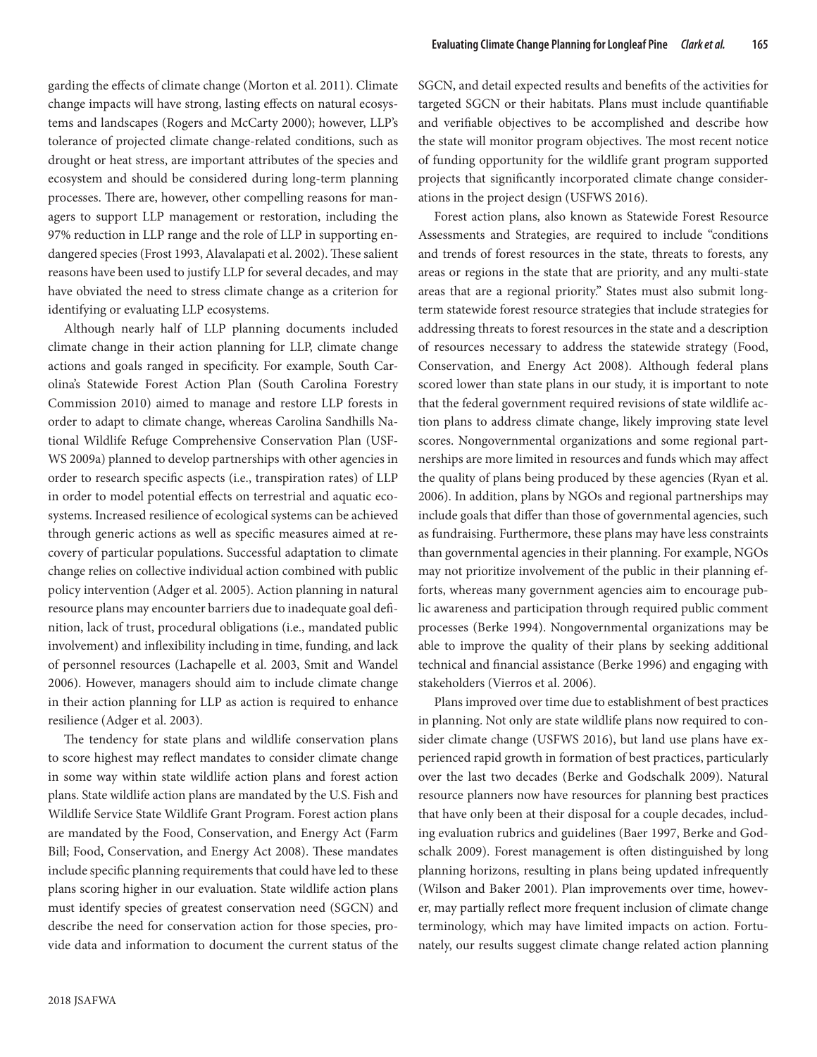garding the effects of climate change (Morton et al. 2011). Climate change impacts will have strong, lasting effects on natural ecosystems and landscapes (Rogers and McCarty 2000); however, LLP's tolerance of projected climate change-related conditions, such as drought or heat stress, are important attributes of the species and ecosystem and should be considered during long-term planning processes. There are, however, other compelling reasons for managers to support LLP management or restoration, including the 97% reduction in LLP range and the role of LLP in supporting endangered species (Frost 1993, Alavalapati et al. 2002). These salient reasons have been used to justify LLP for several decades, and may have obviated the need to stress climate change as a criterion for identifying or evaluating LLP ecosystems.

Although nearly half of LLP planning documents included climate change in their action planning for LLP, climate change actions and goals ranged in specificity. For example, South Carolina's Statewide Forest Action Plan (South Carolina Forestry Commission 2010) aimed to manage and restore LLP forests in order to adapt to climate change, whereas Carolina Sandhills National Wildlife Refuge Comprehensive Conservation Plan (USFWS 2009a) planned to develop partnerships with other agencies in order to research specific aspects (i.e., transpiration rates) of LLP in order to model potential effects on terrestrial and aquatic ecosystems. Increased resilience of ecological systems can be achieved through generic actions as well as specific measures aimed at recovery of particular populations. Successful adaptation to climate change relies on collective individual action combined with public policy intervention (Adger et al. 2005). Action planning in natural resource plans may encounter barriers due to inadequate goal definition, lack of trust, procedural obligations (i.e., mandated public involvement) and inflexibility including in time, funding, and lack of personnel resources (Lachapelle et al. 2003, Smit and Wandel 2006). However, managers should aim to include climate change in their action planning for LLP as action is required to enhance resilience (Adger et al. 2003).

The tendency for state plans and wildlife conservation plans to score highest may reflect mandates to consider climate change in some way within state wildlife action plans and forest action plans. State wildlife action plans are mandated by the U.S. Fish and Wildlife Service State Wildlife Grant Program. Forest action plans are mandated by the Food, Conservation, and Energy Act (Farm Bill; Food, Conservation, and Energy Act 2008). These mandates include specific planning requirements that could have led to these plans scoring higher in our evaluation. State wildlife action plans must identify species of greatest conservation need (SGCN) and describe the need for conservation action for those species, provide data and information to document the current status of the SGCN, and detail expected results and benefits of the activities for targeted SGCN or their habitats. Plans must include quantifiable and verifiable objectives to be accomplished and describe how the state will monitor program objectives. The most recent notice of funding opportunity for the wildlife grant program supported projects that significantly incorporated climate change considerations in the project design (USFWS 2016).

Forest action plans, also known as Statewide Forest Resource Assessments and Strategies, are required to include "conditions and trends of forest resources in the state, threats to forests, any areas or regions in the state that are priority, and any multi-state areas that are a regional priority." States must also submit long-term statewide forest resource strategies that include strategies for addressing threats to forest resources in the state and a description of resources necessary to address the statewide strategy (Food, Conservation, and Energy Act 2008). Although federal plans scored lower than state plans in our study, it is important to note that the federal government required revisions of state wildlife action plans to address climate change, likely improving state level scores. Nongovernmental organizations and some regional partnerships are more limited in resources and funds which may affect the quality of plans being produced by these agencies (Ryan et al. 2006). In addition, plans by NGOs and regional partnerships may include goals that differ than those of governmental agencies, such as fundraising. Furthermore, these plans may have less constraints than governmental agencies in their planning. For example, NGOs may not prioritize involvement of the public in their planning efforts, whereas many government agencies aim to encourage public awareness and participation through required public comment processes (Berke 1994). Nongovernmental organizations may be able to improve the quality of their plans by seeking additional technical and financial assistance (Berke 1996) and engaging with stakeholders (Vierros et al. 2006).

Plans improved over time due to establishment of best practices in planning. Not only are state wildlife plans now required to consider climate change (USFWS 2016), but land use plans have experienced rapid growth in formation of best practices, particularly over the last two decades (Berke and Godschalk 2009). Natural resource planners now have resources for planning best practices that have only been at their disposal for a couple decades, including evaluation rubrics and guidelines (Baer 1997, Berke and Godschalk 2009). Forest management is often distinguished by long planning horizons, resulting in plans being updated infrequently (Wilson and Baker 2001). Plan improvements over time, however, may partially reflect more frequent inclusion of climate change terminology, which may have limited impacts on action. Fortunately, our results suggest climate change related action planning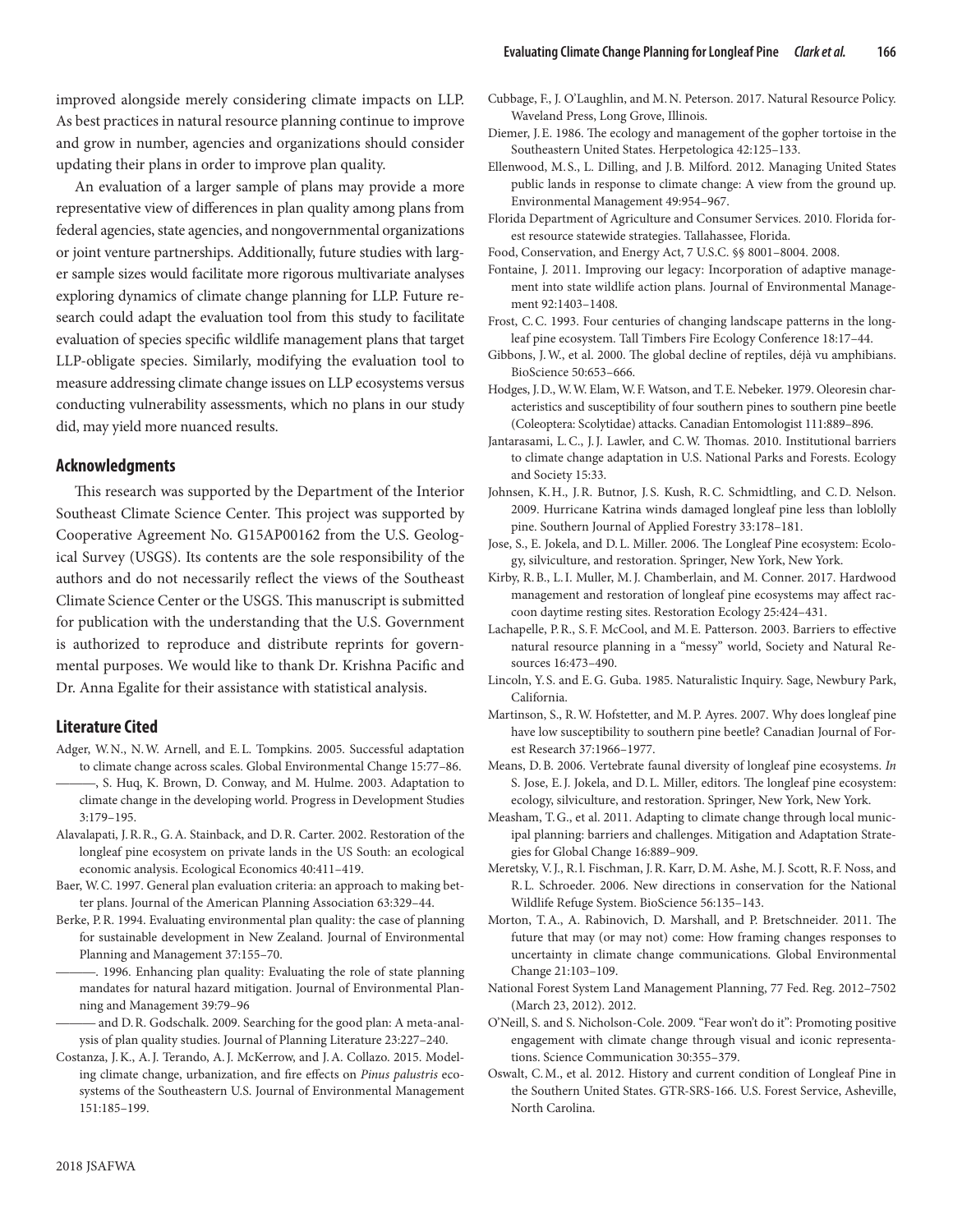improved alongside merely considering climate impacts on LLP. As best practices in natural resource planning continue to improve and grow in number, agencies and organizations should consider updating their plans in order to improve plan quality.

An evaluation of a larger sample of plans may provide a more representative view of differences in plan quality among plans from federal agencies, state agencies, and nongovernmental organizations or joint venture partnerships. Additionally, future studies with larger sample sizes would facilitate more rigorous multivariate analyses exploring dynamics of climate change planning for LLP. Future research could adapt the evaluation tool from this study to facilitate evaluation of species specific wildlife management plans that target LLP-obligate species. Similarly, modifying the evaluation tool to measure addressing climate change issues on LLP ecosystems versus conducting vulnerability assessments, which no plans in our study did, may yield more nuanced results.

## Acknowledgments

This research was supported by the Department of the Interior Southeast Climate Science Center. This project was supported by Cooperative Agreement No. G15AP00162 from the U.S. Geological Survey (USGS). Its contents are the sole responsibility of the authors and do not necessarily reflect the views of the Southeast Climate Science Center or the USGS. This manuscript is submitted for publication with the understanding that the U.S. Government is authorized to reproduce and distribute reprints for governmental purposes. We would like to thank Dr. Krishna Pacific and Dr. Anna Egalite for their assistance with statistical analysis.

## Literature Cited

Adger, W.N., N.W. Arnell, and E.L. Tompkins. 2005. Successful adaptation to climate change across scales. Global Environmental Change 15:77–86.

———, S. Huq, K. Brown, D. Conway, and M. Hulme. 2003. Adaptation to climate change in the developing world. Progress in Development Studies 3:179–195.

Alavalapati, J.R.R., G.A. Stainback, and D.R. Carter. 2002. Restoration of the longleaf pine ecosystem on private lands in the US South: an ecological economic analysis. Ecological Economics 40:411–419.

Baer, W.C. 1997. General plan evaluation criteria: an approach to making better plans. Journal of the American Planning Association 63:329–44.

Berke, P.R. 1994. Evaluating environmental plan quality: the case of planning for sustainable development in New Zealand. Journal of Environmental Planning and Management 37:155–70.

———. 1996. Enhancing plan quality: Evaluating the role of state planning mandates for natural hazard mitigation. Journal of Environmental Planning and Management 39:79–96

——— and D.R. Godschalk. 2009. Searching for the good plan: A meta-analysis of plan quality studies. Journal of Planning Literature 23:227–240.

Costanza, J.K., A.J. Terando, A.J. McKerrow, and J.A. Collazo. 2015. Modeling climate change, urbanization, and fire effects on *Pinus palustris* ecosystems of the Southeastern U.S. Journal of Environmental Management 151:185–199.

Cubbage, F., J. O'Laughlin, and M.N. Peterson. 2017. Natural Resource Policy. Waveland Press, Long Grove, Illinois.

Diemer, J.E. 1986. The ecology and management of the gopher tortoise in the Southeastern United States. Herpetologica 42:125–133.

Ellenwood, M.S., L. Dilling, and J.B. Milford. 2012. Managing United States public lands in response to climate change: A view from the ground up. Environmental Management 49:954–967.

Florida Department of Agriculture and Consumer Services. 2010. Florida forest resource statewide strategies. Tallahassee, Florida.

Food, Conservation, and Energy Act, 7 U.S.C. §§ 8001–8004. 2008.

Fontaine, J. 2011. Improving our legacy: Incorporation of adaptive management into state wildlife action plans. Journal of Environmental Management 92:1403–1408.

Frost, C.C. 1993. Four centuries of changing landscape patterns in the longleaf pine ecosystem. Tall Timbers Fire Ecology Conference 18:17–44.

Gibbons, J.W., et al. 2000. The global decline of reptiles, déjà vu amphibians. BioScience 50:653–666.

Hodges, J.D., W.W. Elam, W.F. Watson, and T.E. Nebeker. 1979. Oleoresin characteristics and susceptibility of four southern pines to southern pine beetle (Coleoptera: Scolytidae) attacks. Canadian Entomologist 111:889–896.

Jantarasami, L.C., J.J. Lawler, and C.W. Thomas. 2010. Institutional barriers to climate change adaptation in U.S. National Parks and Forests. Ecology and Society 15:33.

Johnsen, K.H., J.R. Butnor, J.S. Kush, R.C. Schmidtling, and C.D. Nelson. 2009. Hurricane Katrina winds damaged longleaf pine less than loblolly pine. Southern Journal of Applied Forestry 33:178–181.

Jose, S., E. Jokela, and D.L. Miller. 2006. The Longleaf Pine ecosystem: Ecology, silviculture, and restoration. Springer, New York, New York.

Kirby, R.B., L.I. Muller, M.J. Chamberlain, and M. Conner. 2017. Hardwood management and restoration of longleaf pine ecosystems may affect raccoon daytime resting sites. Restoration Ecology 25:424–431.

Lachapelle, P.R., S.F. McCool, and M.E. Patterson. 2003. Barriers to effective natural resource planning in a "messy" world, Society and Natural Resources 16:473–490.

Lincoln, Y.S. and E.G. Guba. 1985. Naturalistic Inquiry. Sage, Newbury Park, California.

Martinson, S., R.W. Hofstetter, and M.P. Ayres. 2007. Why does longleaf pine have low susceptibility to southern pine beetle? Canadian Journal of Forest Research 37:1966–1977.

Means, D.B. 2006. Vertebrate faunal diversity of longleaf pine ecosystems. *In* S. Jose, E.J. Jokela, and D.L. Miller, editors. The longleaf pine ecosystem: ecology, silviculture, and restoration. Springer, New York, New York.

Measham, T.G., et al. 2011. Adapting to climate change through local municipal planning: barriers and challenges. Mitigation and Adaptation Strategies for Global Change 16:889–909.

Meretsky, V.J., R.l. Fischman, J.R. Karr, D.M. Ashe, M.J. Scott, R.F. Noss, and R.L. Schroeder. 2006. New directions in conservation for the National Wildlife Refuge System. BioScience 56:135–143.

Morton, T.A., A. Rabinovich, D. Marshall, and P. Bretschneider. 2011. The future that may (or may not) come: How framing changes responses to uncertainty in climate change communications. Global Environmental Change 21:103–109.

National Forest System Land Management Planning, 77 Fed. Reg. 2012–7502 (March 23, 2012). 2012.

O'Neill, S. and S. Nicholson-Cole. 2009. "Fear won't do it": Promoting positive engagement with climate change through visual and iconic representations. Science Communication 30:355–379.

Oswalt, C.M., et al. 2012. History and current condition of Longleaf Pine in the Southern United States. GTR-SRS-166. U.S. Forest Service, Asheville, North Carolina.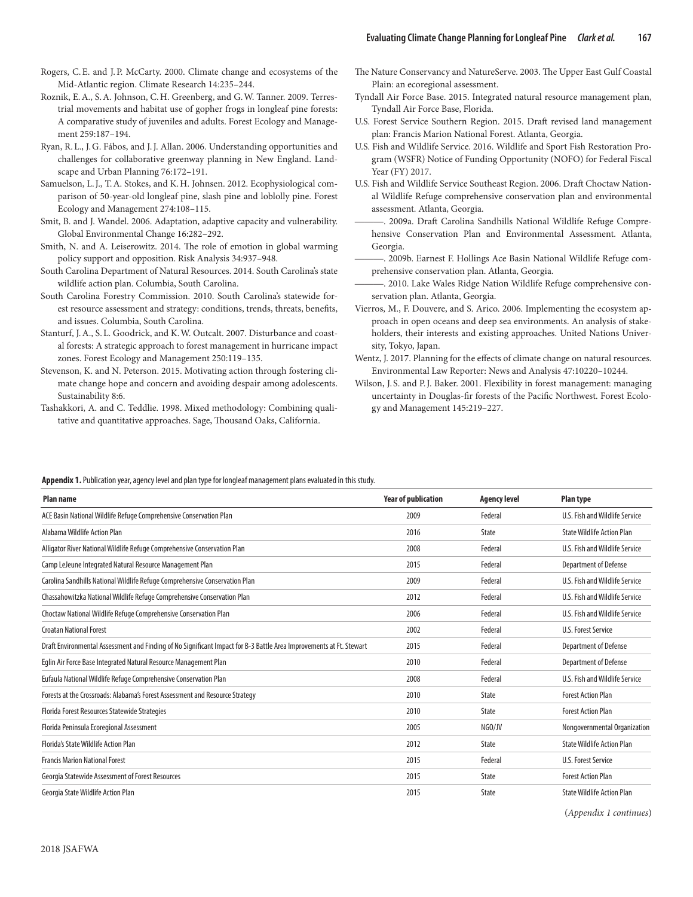Rogers, C.E. and J.P. McCarty. 2000. Climate change and ecosystems of the Mid-Atlantic region. Climate Research 14:235–244.

Roznik, E.A., S.A. Johnson, C.H. Greenberg, and G.W. Tanner. 2009. Terrestrial movements and habitat use of gopher frogs in longleaf pine forests: A comparative study of juveniles and adults. Forest Ecology and Management 259:187–194.

Ryan, R.L., J.G. Fábos, and J.J. Allan. 2006. Understanding opportunities and challenges for collaborative greenway planning in New England. Landscape and Urban Planning 76:172–191.

Samuelson, L.J., T.A. Stokes, and K.H. Johnsen. 2012. Ecophysiological comparison of 50-year-old longleaf pine, slash pine and loblolly pine. Forest Ecology and Management 274:108–115.

Smit, B. and J. Wandel. 2006. Adaptation, adaptive capacity and vulnerability. Global Environmental Change 16:282–292.

Smith, N. and A. Leiserowitz. 2014. The role of emotion in global warming policy support and opposition. Risk Analysis 34:937–948.

South Carolina Department of Natural Resources. 2014. South Carolina's state wildlife action plan. Columbia, South Carolina.

South Carolina Forestry Commission. 2010. South Carolina's statewide forest resource assessment and strategy: conditions, trends, threats, benefits, and issues. Columbia, South Carolina.

Stanturf, J.A., S.L. Goodrick, and K.W. Outcalt. 2007. Disturbance and coastal forests: A strategic approach to forest management in hurricane impact zones. Forest Ecology and Management 250:119–135.

Stevenson, K. and N. Peterson. 2015. Motivating action through fostering climate change hope and concern and avoiding despair among adolescents. Sustainability 8:6.

Tashakkori, A. and C. Teddlie. 1998. Mixed methodology: Combining qualitative and quantitative approaches. Sage, Thousand Oaks, California.

The Nature Conservancy and NatureServe. 2003. The Upper East Gulf Coastal Plain: an ecoregional assessment.

Tyndall Air Force Base. 2015. Integrated natural resource management plan, Tyndall Air Force Base, Florida.

U.S. Forest Service Southern Region. 2015. Draft revised land management plan: Francis Marion National Forest. Atlanta, Georgia.

U.S. Fish and Wildlife Service. 2016. Wildlife and Sport Fish Restoration Program (WSFR) Notice of Funding Opportunity (NOFO) for Federal Fiscal Year (FY) 2017.

U.S. Fish and Wildlife Service Southeast Region. 2006. Draft Choctaw National Wildlife Refuge comprehensive conservation plan and environmental assessment. Atlanta, Georgia.

———. 2009a. Draft Carolina Sandhills National Wildlife Refuge Comprehensive Conservation Plan and Environmental Assessment. Atlanta, Georgia.

———. 2009b. Earnest F. Hollings Ace Basin National Wildlife Refuge comprehensive conservation plan. Atlanta, Georgia.

———. 2010. Lake Wales Ridge Nation Wildlife Refuge comprehensive conservation plan. Atlanta, Georgia.

Vierros, M., F. Douvere, and S. Arico. 2006. Implementing the ecosystem approach in open oceans and deep sea environments. An analysis of stakeholders, their interests and existing approaches. United Nations University, Tokyo, Japan.

Wentz, J. 2017. Planning for the effects of climate change on natural resources. Environmental Law Reporter: News and Analysis 47:10220–10244.

Wilson, J.S. and P.J. Baker. 2001. Flexibility in forest management: managing uncertainty in Douglas-fir forests of the Pacific Northwest. Forest Ecology and Management 145:219–227.

**Appendix 1.** Publication year, agency level and plan type for longleaf management plans evaluated in this study.

| Plan name | Year of publication | Agency level | Plan type |
|---|---|---|---|
| ACE Basin National Wildlife Refuge Comprehensive Conservation Plan | 2009 | Federal | U.S. Fish and Wildlife Service |
| Alabama Wildlife Action Plan | 2016 | State | State Wildlife Action Plan |
| Alligator River National Wildlife Refuge Comprehensive Conservation Plan | 2008 | Federal | U.S. Fish and Wildlife Service |
| Camp LeJeune Integrated Natural Resource Management Plan | 2015 | Federal | Department of Defense |
| Carolina Sandhills National Wildlife Refuge Comprehensive Conservation Plan | 2009 | Federal | U.S. Fish and Wildlife Service |
| Chassahowitzka National Wildlife Refuge Comprehensive Conservation Plan | 2012 | Federal | U.S. Fish and Wildlife Service |
| Choctaw National Wildlife Refuge Comprehensive Conservation Plan | 2006 | Federal | U.S. Fish and Wildlife Service |
| Croatan National Forest | 2002 | Federal | U.S. Forest Service |
| Draft Environmental Assessment and Finding of No Significant Impact for B-3 Battle Area Improvements at Ft. Stewart | 2015 | Federal | Department of Defense |
| Eglin Air Force Base Integrated Natural Resource Management Plan | 2010 | Federal | Department of Defense |
| Eufaula National Wildlife Refuge Comprehensive Conservation Plan | 2008 | Federal | U.S. Fish and Wildlife Service |
| Forests at the Crossroads: Alabama's Forest Assessment and Resource Strategy | 2010 | State | Forest Action Plan |
| Florida Forest Resources Statewide Strategies | 2010 | State | Forest Action Plan |
| Florida Peninsula Ecoregional Assessment | 2005 | NGO/JV | Nongovernmental Organization |
| Florida's State Wildlife Action Plan | 2012 | State | State Wildlife Action Plan |
| Francis Marion National Forest | 2015 | Federal | U.S. Forest Service |
| Georgia Statewide Assessment of Forest Resources | 2015 | State | Forest Action Plan |
| Georgia State Wildlife Action Plan | 2015 | State | State Wildlife Action Plan |

(*Appendix 1 continues*)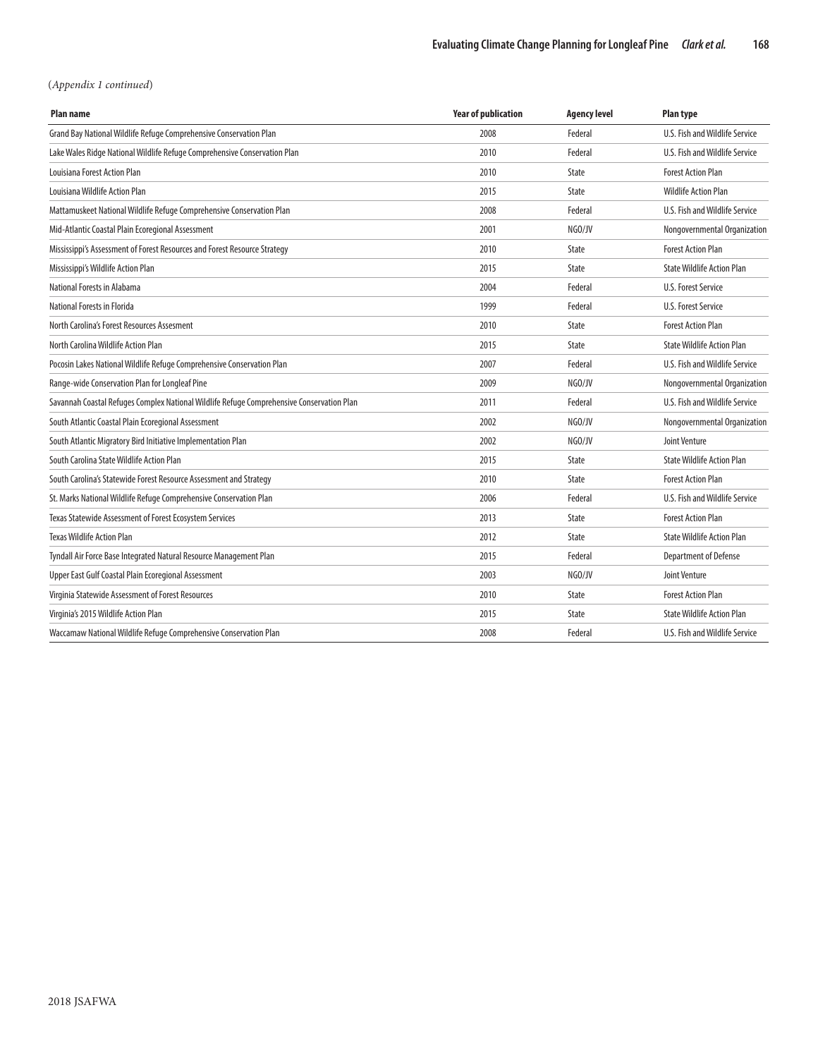(*Appendix 1 continued*)

| Plan name | Year of publication | Agency level | Plan type |
|---|---|---|---|
| Grand Bay National Wildlife Refuge Comprehensive Conservation Plan | 2008 | Federal | U.S. Fish and Wildlife Service |
| Lake Wales Ridge National Wildlife Refuge Comprehensive Conservation Plan | 2010 | Federal | U.S. Fish and Wildlife Service |
| Louisiana Forest Action Plan | 2010 | State | Forest Action Plan |
| Louisiana Wildlife Action Plan | 2015 | State | Wildlife Action Plan |
| Mattamuskeet National Wildlife Refuge Comprehensive Conservation Plan | 2008 | Federal | U.S. Fish and Wildlife Service |
| Mid-Atlantic Coastal Plain Ecoregional Assessment | 2001 | NGO/JV | Nongovernmental Organization |
| Mississippi's Assessment of Forest Resources and Forest Resource Strategy | 2010 | State | Forest Action Plan |
| Mississippi's Wildlife Action Plan | 2015 | State | State Wildlife Action Plan |
| National Forests in Alabama | 2004 | Federal | U.S. Forest Service |
| National Forests in Florida | 1999 | Federal | U.S. Forest Service |
| North Carolina's Forest Resources Assesment | 2010 | State | Forest Action Plan |
| North Carolina Wildlife Action Plan | 2015 | State | State Wildlife Action Plan |
| Pocosin Lakes National Wildlife Refuge Comprehensive Conservation Plan | 2007 | Federal | U.S. Fish and Wildlife Service |
| Range-wide Conservation Plan for Longleaf Pine | 2009 | NGO/JV | Nongovernmental Organization |
| Savannah Coastal Refuges Complex National Wildlife Refuge Comprehensive Conservation Plan | 2011 | Federal | U.S. Fish and Wildlife Service |
| South Atlantic Coastal Plain Ecoregional Assessment | 2002 | NGO/JV | Nongovernmental Organization |
| South Atlantic Migratory Bird Initiative Implementation Plan | 2002 | NGO/JV | Joint Venture |
| South Carolina State Wildlife Action Plan | 2015 | State | State Wildlife Action Plan |
| South Carolina's Statewide Forest Resource Assessment and Strategy | 2010 | State | Forest Action Plan |
| St. Marks National Wildlife Refuge Comprehensive Conservation Plan | 2006 | Federal | U.S. Fish and Wildlife Service |
| Texas Statewide Assessment of Forest Ecosystem Services | 2013 | State | Forest Action Plan |
| Texas Wildlife Action Plan | 2012 | State | State Wildlife Action Plan |
| Tyndall Air Force Base Integrated Natural Resource Management Plan | 2015 | Federal | Department of Defense |
| Upper East Gulf Coastal Plain Ecoregional Assessment | 2003 | NGO/JV | Joint Venture |
| Virginia Statewide Assessment of Forest Resources | 2010 | State | Forest Action Plan |
| Virginia's 2015 Wildlife Action Plan | 2015 | State | State Wildlife Action Plan |
| Waccamaw National Wildlife Refuge Comprehensive Conservation Plan | 2008 | Federal | U.S. Fish and Wildlife Service |